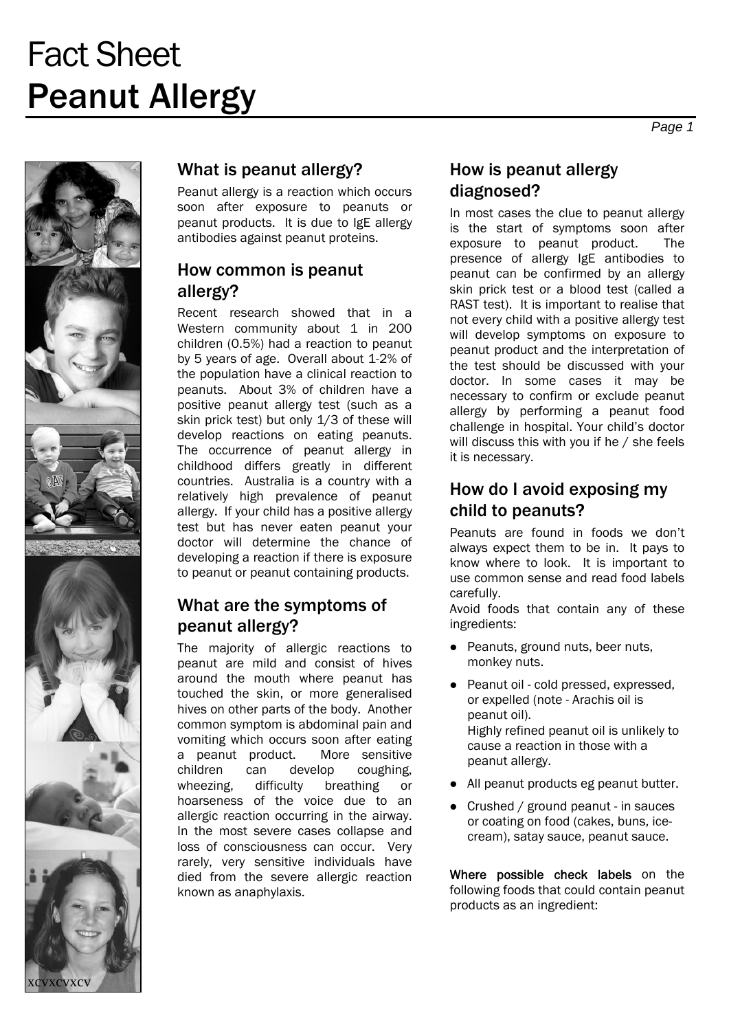# Fact Sheet
# Peanut Allergy

## What is peanut allergy?

Peanut allergy is a reaction which occurs soon after exposure to peanuts or peanut products. It is due to IgE allergy antibodies against peanut proteins.

## How common is peanut allergy?

Recent research showed that in a Western community about 1 in 200 children (0.5%) had a reaction to peanut by 5 years of age. Overall about 1-2% of the population have a clinical reaction to peanuts. About 3% of children have a positive peanut allergy test (such as a skin prick test) but only 1/3 of these will develop reactions on eating peanuts. The occurrence of peanut allergy in childhood differs greatly in different countries. Australia is a country with a relatively high prevalence of peanut allergy. If your child has a positive allergy test but has never eaten peanut your doctor will determine the chance of developing a reaction if there is exposure to peanut or peanut containing products.

## What are the symptoms of peanut allergy?

The majority of allergic reactions to peanut are mild and consist of hives around the mouth where peanut has touched the skin, or more generalised hives on other parts of the body. Another common symptom is abdominal pain and vomiting which occurs soon after eating a peanut product. More sensitive children can develop coughing, wheezing, difficulty breathing or hoarseness of the voice due to an allergic reaction occurring in the airway. In the most severe cases collapse and loss of consciousness can occur. Very rarely, very sensitive individuals have died from the severe allergic reaction known as anaphylaxis.

## How is peanut allergy diagnosed?

In most cases the clue to peanut allergy is the start of symptoms soon after exposure to peanut product. The presence of allergy IgE antibodies to peanut can be confirmed by an allergy skin prick test or a blood test (called a RAST test). It is important to realise that not every child with a positive allergy test will develop symptoms on exposure to peanut product and the interpretation of the test should be discussed with your doctor. In some cases it may be necessary to confirm or exclude peanut allergy by performing a peanut food challenge in hospital. Your child's doctor will discuss this with you if he / she feels it is necessary.

## How do I avoid exposing my child to peanuts?

Peanuts are found in foods we don't always expect them to be in. It pays to know where to look. It is important to use common sense and read food labels carefully.

Avoid foods that contain any of these ingredients:

- Peanuts, ground nuts, beer nuts, monkey nuts.
- Peanut oil - cold pressed, expressed, or expelled (note - Arachis oil is peanut oil).
  Highly refined peanut oil is unlikely to cause a reaction in those with a peanut allergy.
- All peanut products eg peanut butter.
- Crushed / ground peanut - in sauces or coating on food (cakes, buns, ice-cream), satay sauce, peanut sauce.

**Where possible check labels** on the following foods that could contain peanut products as an ingredient: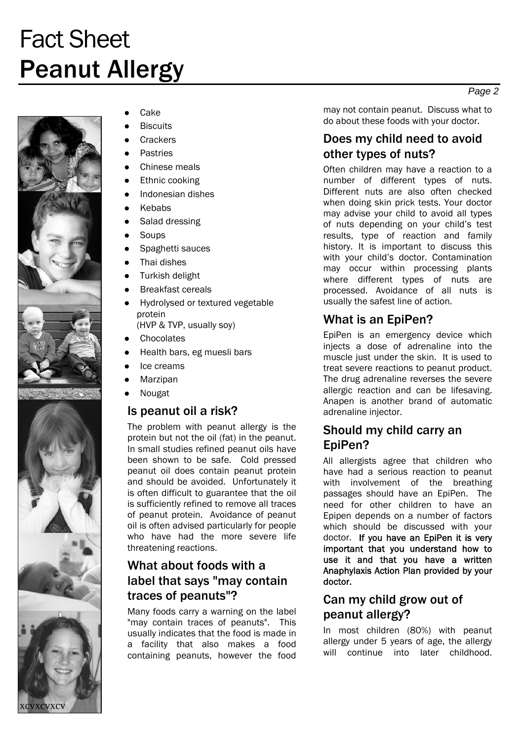- Cake
- Biscuits
- Crackers
- Pastries
- Chinese meals
- Ethnic cooking
- Indonesian dishes
- Kebabs
- Salad dressing
- Soups
- Spaghetti sauces
- Thai dishes
- Turkish delight
- Breakfast cereals
- Hydrolysed or textured vegetable protein (HVP & TVP, usually soy)
- Chocolates
- Health bars, eg muesli bars
- Ice creams
- Marzipan
- Nougat

## Is peanut oil a risk?

The problem with peanut allergy is the protein but not the oil (fat) in the peanut. In small studies refined peanut oils have been shown to be safe. Cold pressed peanut oil does contain peanut protein and should be avoided. Unfortunately it is often difficult to guarantee that the oil is sufficiently refined to remove all traces of peanut protein. Avoidance of peanut oil is often advised particularly for people who have had the more severe life threatening reactions.

## What about foods with a label that says "may contain traces of peanuts"?

Many foods carry a warning on the label "may contain traces of peanuts". This usually indicates that the food is made in a facility that also makes a food containing peanuts, however the food may not contain peanut. Discuss what to do about these foods with your doctor.

## Does my child need to avoid other types of nuts?

Often children may have a reaction to a number of different types of nuts. Different nuts are also often checked when doing skin prick tests. Your doctor may advise your child to avoid all types of nuts depending on your child's test results, type of reaction and family history. It is important to discuss this with your child's doctor. Contamination may occur within processing plants where different types of nuts are processed. Avoidance of all nuts is usually the safest line of action.

## What is an EpiPen?

EpiPen is an emergency device which injects a dose of adrenaline into the muscle just under the skin. It is used to treat severe reactions to peanut product. The drug adrenaline reverses the severe allergic reaction and can be lifesaving. Anapen is another brand of automatic adrenaline injector.

## Should my child carry an EpiPen?

All allergists agree that children who have had a serious reaction to peanut with involvement of the breathing passages should have an EpiPen. The need for other children to have an Epipen depends on a number of factors which should be discussed with your doctor. **If you have an EpiPen it is very important that you understand how to use it and that you have a written Anaphylaxis Action Plan provided by your doctor.**

## Can my child grow out of peanut allergy?

In most children (80%) with peanut allergy under 5 years of age, the allergy will continue into later childhood.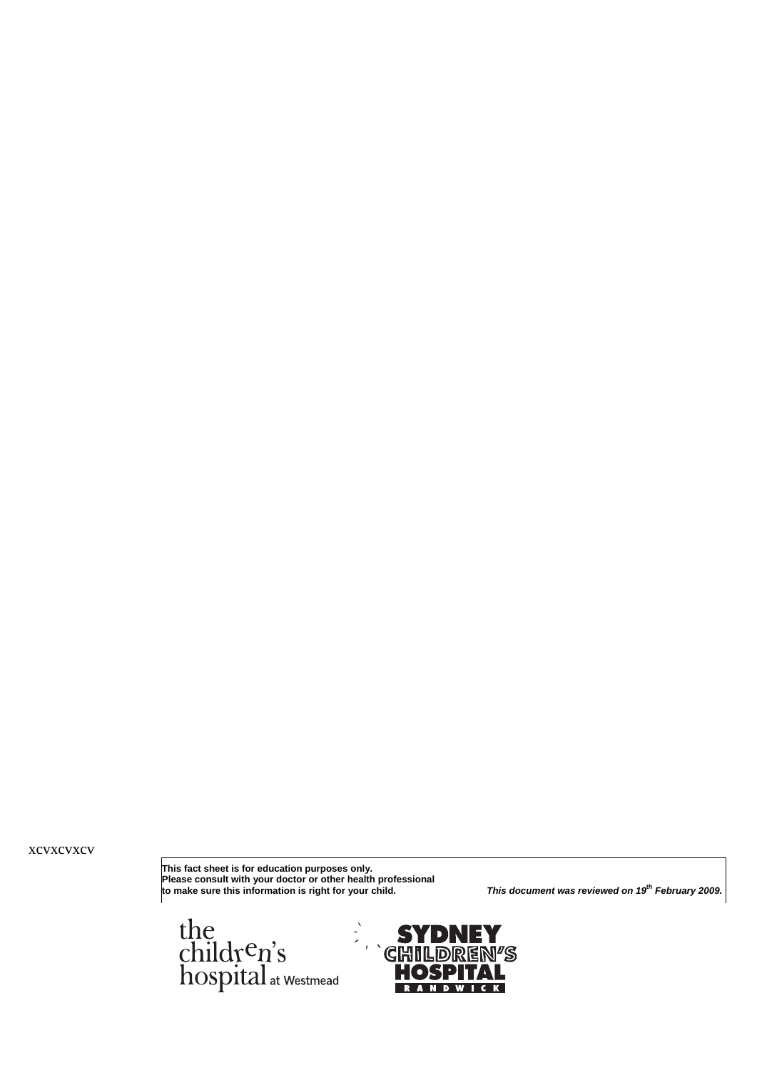xcvxcvxcv

**This fact sheet is for education purposes only.**
**Please consult with your doctor or other health professional**
**to make sure this information is right for your child.**

***This document was reviewed on 19th February 2009.***

the children's hospital at Westmead

SYDNEY CHILDREN'S HOSPITAL RANDWICK